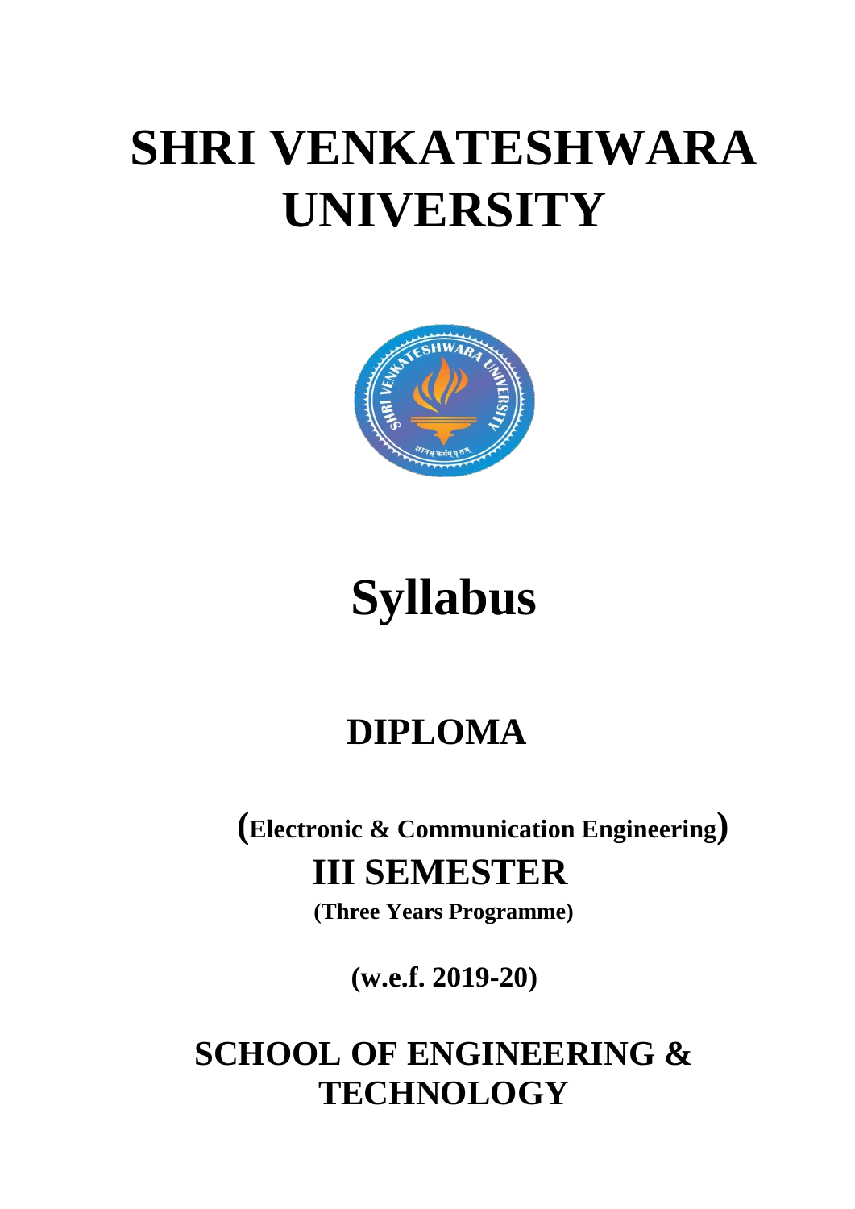# SHRI VENKATESHWARA UNIVERSITY

# Syllabus

## DIPLOMA

**(Electronic & Communication Engineering)**

## III SEMESTER

**(Three Years Programme)**

**(w.e.f. 2019-20)**

## SCHOOL OF ENGINEERING & TECHNOLOGY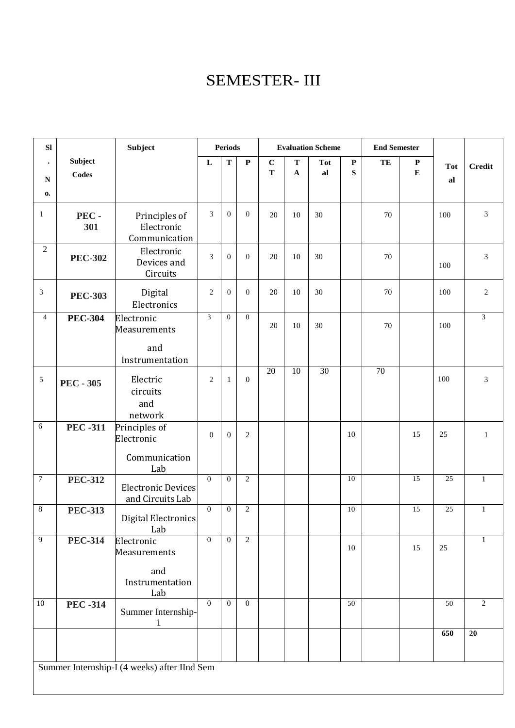# SEMESTER- III

| Sl. No. | Subject Codes | Subject | Periods | | | Evaluation Scheme | | | | End Semester | | Total | Credit |
|---|---|---|---|---|---|---|---|---|---|---|---|---|---|
| | | | L | T | P | CT | TA | Total | PS | TE | PE | | |
| 1 | PEC - 301 | Principles of Electronic Communication | 3 | 0 | 0 | 20 | 10 | 30 | | 70 | | 100 | 3 |
| 2 | PEC-302 | Electronic Devices and Circuits | 3 | 0 | 0 | 20 | 10 | 30 | | 70 | | 100 | 3 |
| 3 | PEC-303 | Digital Electronics | 2 | 0 | 0 | 20 | 10 | 30 | | 70 | | 100 | 2 |
| 4 | PEC-304 | Electronic Measurements and Instrumentation | 3 | 0 | 0 | 20 | 10 | 30 | | 70 | | 100 | 3 |
| 5 | PEC - 305 | Electric circuits and network | 2 | 1 | 0 | 20 | 10 | 30 | | 70 | | 100 | 3 |
| 6 | PEC -311 | Principles of Electronic Communication Lab | 0 | 0 | 2 | | | | 10 | | 15 | 25 | 1 |
| 7 | PEC-312 | Electronic Devices and Circuits Lab | 0 | 0 | 2 | | | | 10 | | 15 | 25 | 1 |
| 8 | PEC-313 | Digital Electronics Lab | 0 | 0 | 2 | | | | 10 | | 15 | 25 | 1 |
| 9 | PEC-314 | Electronic Measurements and Instrumentation Lab | 0 | 0 | 2 | | | | 10 | | 15 | 25 | 1 |
| 10 | PEC -314 | Summer Internship-1 | 0 | 0 | 0 | | | | 50 | | | 50 | 2 |
| | | | | | | | | | | | | **650** | **20** |
| Summer Internship-I (4 weeks) after IInd Sem | | | | | | | | | | | | | |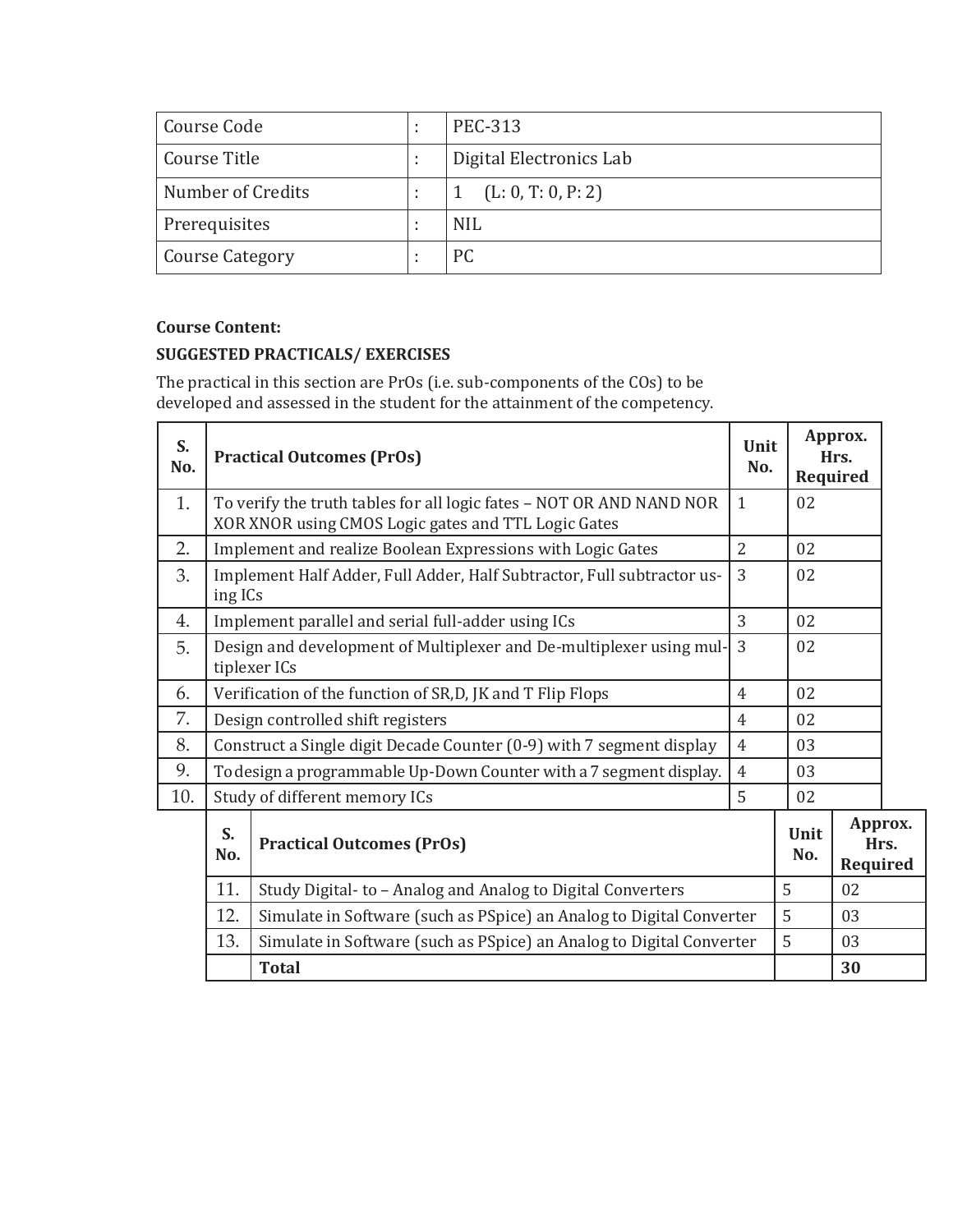| Course Code | : | PEC-313 |
|---|---|---|
| Course Title | : | Digital Electronics Lab |
| Number of Credits | : | 1 (L: 0, T: 0, P: 2) |
| Prerequisites | : | NIL |
| Course Category | : | PC |

**Course Content:**

**SUGGESTED PRACTICALS/ EXERCISES**

The practical in this section are PrOs (i.e. sub-components of the COs) to be developed and assessed in the student for the attainment of the competency.

| S. No. | Practical Outcomes (PrOs) | Unit No. | Approx. Hrs. Required |
|---|---|---|---|
| 1. | To verify the truth tables for all logic fates – NOT OR AND NAND NOR XOR XNOR using CMOS Logic gates and TTL Logic Gates | 1 | 02 |
| 2. | Implement and realize Boolean Expressions with Logic Gates | 2 | 02 |
| 3. | Implement Half Adder, Full Adder, Half Subtractor, Full subtractor using ICs | 3 | 02 |
| 4. | Implement parallel and serial full-adder using ICs | 3 | 02 |
| 5. | Design and development of Multiplexer and De-multiplexer using multiplexer ICs | 3 | 02 |
| 6. | Verification of the function of SR,D, JK and T Flip Flops | 4 | 02 |
| 7. | Design controlled shift registers | 4 | 02 |
| 8. | Construct a Single digit Decade Counter (0-9) with 7 segment display | 4 | 03 |
| 9. | To design a programmable Up-Down Counter with a 7 segment display. | 4 | 03 |
| 10. | Study of different memory ICs | 5 | 02 |
| 11. | Study Digital- to – Analog and Analog to Digital Converters | 5 | 02 |
| 12. | Simulate in Software (such as PSpice) an Analog to Digital Converter | 5 | 03 |
| 13. | Simulate in Software (such as PSpice) an Analog to Digital Converter | 5 | 03 |
| | **Total** | | **30** |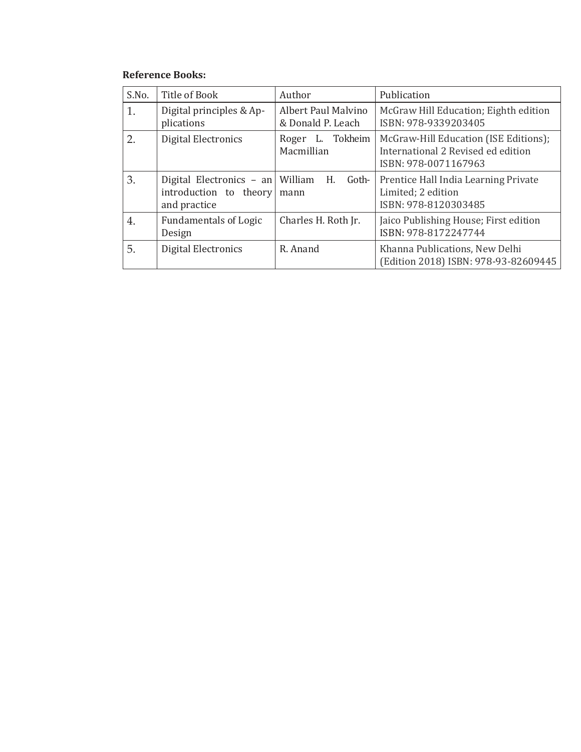**Reference Books:**

| S.No. | Title of Book | Author | Publication |
|---|---|---|---|
| 1. | Digital principles & Applications | Albert Paul Malvino & Donald P. Leach | McGraw Hill Education; Eighth edition ISBN: 978-9339203405 |
| 2. | Digital Electronics | Roger L. Tokheim Macmillian | McGraw-Hill Education (ISE Editions); International 2 Revised ed edition ISBN: 978-0071167963 |
| 3. | Digital Electronics – an introduction to theory and practice | William H. Gothmann | Prentice Hall India Learning Private Limited; 2 edition ISBN: 978-8120303485 |
| 4. | Fundamentals of Logic Design | Charles H. Roth Jr. | Jaico Publishing House; First edition ISBN: 978-8172247744 |
| 5. | Digital Electronics | R. Anand | Khanna Publications, New Delhi (Edition 2018) ISBN: 978-93-82609445 |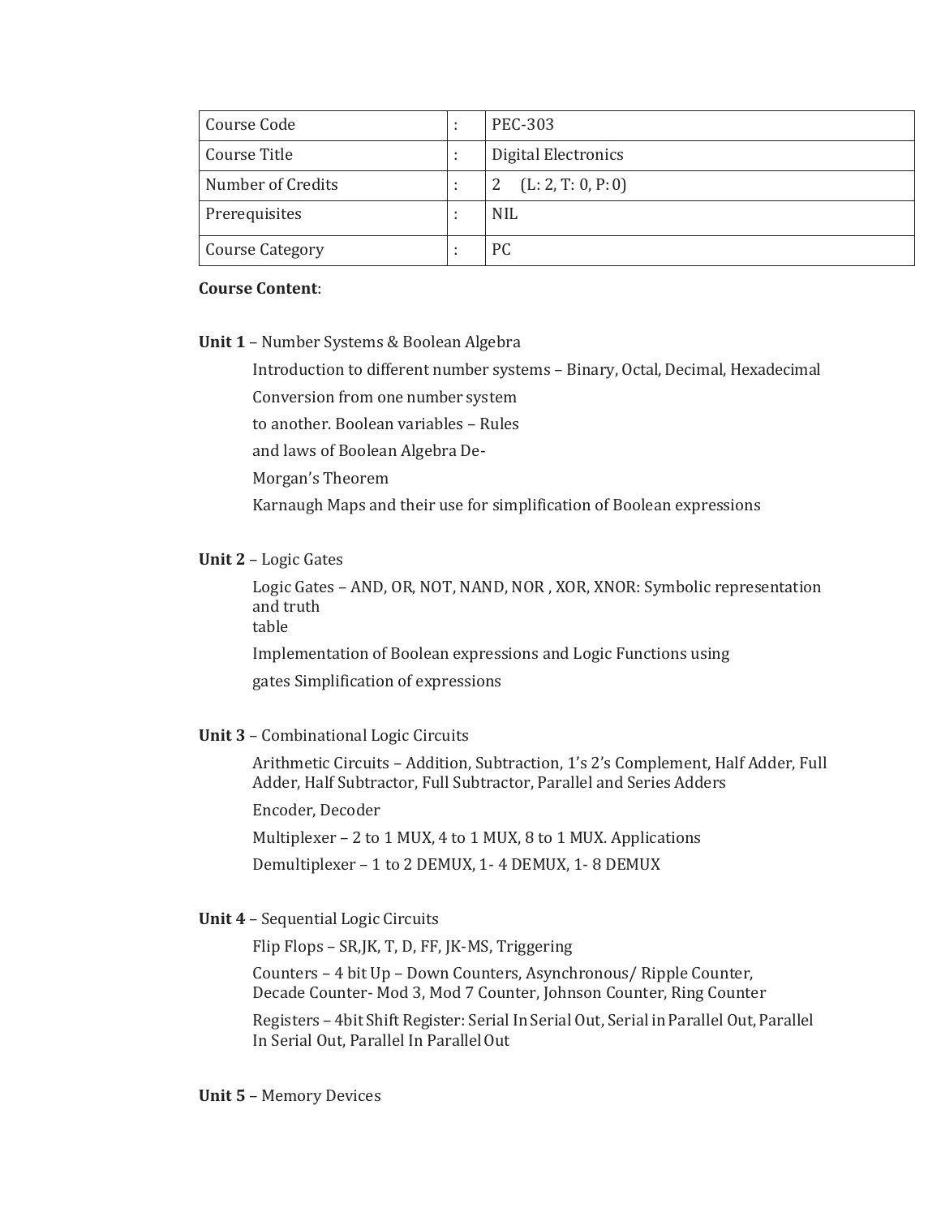| Course Code | : | PEC-303 |
|---|---|---|
| Course Title | : | Digital Electronics |
| Number of Credits | : | 2 (L: 2, T: 0, P: 0) |
| Prerequisites | : | NIL |
| Course Category | : | PC |

**Course Content**:

**Unit 1** – Number Systems & Boolean Algebra

Introduction to different number systems – Binary, Octal, Decimal, Hexadecimal

Conversion from one number system

to another. Boolean variables – Rules

and laws of Boolean Algebra De-

Morgan's Theorem

Karnaugh Maps and their use for simplification of Boolean expressions

**Unit 2** – Logic Gates

Logic Gates – AND, OR, NOT, NAND, NOR , XOR, XNOR: Symbolic representation and truth table

Implementation of Boolean expressions and Logic Functions using

gates Simplification of expressions

**Unit 3** – Combinational Logic Circuits

Arithmetic Circuits – Addition, Subtraction, 1's 2's Complement, Half Adder, Full Adder, Half Subtractor, Full Subtractor, Parallel and Series Adders

Encoder, Decoder

Multiplexer – 2 to 1 MUX, 4 to 1 MUX, 8 to 1 MUX. Applications

Demultiplexer – 1 to 2 DEMUX, 1- 4 DEMUX, 1- 8 DEMUX

**Unit 4** – Sequential Logic Circuits

Flip Flops – SR,JK, T, D, FF, JK-MS, Triggering

Counters – 4 bit Up – Down Counters, Asynchronous/ Ripple Counter, Decade Counter- Mod 3, Mod 7 Counter, Johnson Counter, Ring Counter

Registers – 4bit Shift Register: Serial In Serial Out, Serial in Parallel Out, Parallel In Serial Out, Parallel In Parallel Out

**Unit 5** – Memory Devices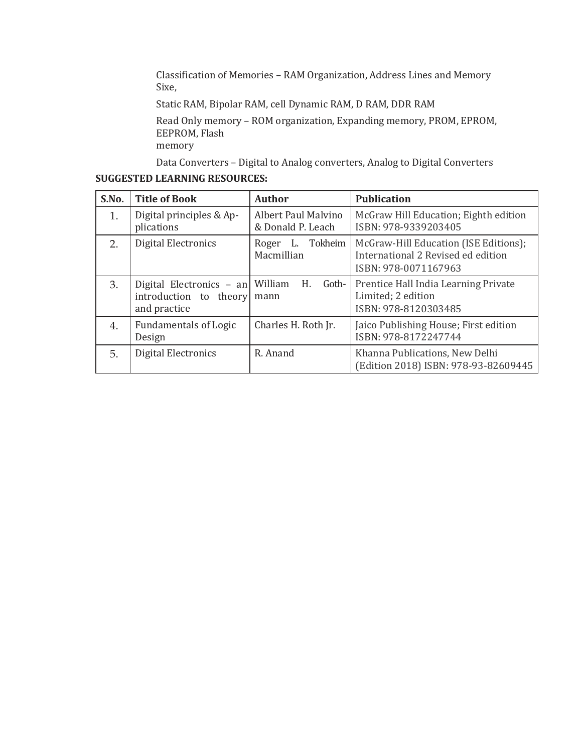Classification of Memories – RAM Organization, Address Lines and Memory Sixe,

Static RAM, Bipolar RAM, cell Dynamic RAM, D RAM, DDR RAM

Read Only memory – ROM organization, Expanding memory, PROM, EPROM, EEPROM, Flash memory

Data Converters – Digital to Analog converters, Analog to Digital Converters

**SUGGESTED LEARNING RESOURCES:**

| S.No. | Title of Book | Author | Publication |
|---|---|---|---|
| 1. | Digital principles & Applications | Albert Paul Malvino & Donald P. Leach | McGraw Hill Education; Eighth edition ISBN: 978-9339203405 |
| 2. | Digital Electronics | Roger L. Tokheim Macmillian | McGraw-Hill Education (ISE Editions); International 2 Revised ed edition ISBN: 978-0071167963 |
| 3. | Digital Electronics – an introduction to theory and practice | William H. Gothmann | Prentice Hall India Learning Private Limited; 2 edition ISBN: 978-8120303485 |
| 4. | Fundamentals of Logic Design | Charles H. Roth Jr. | Jaico Publishing House; First edition ISBN: 978-8172247744 |
| 5. | Digital Electronics | R. Anand | Khanna Publications, New Delhi (Edition 2018) ISBN: 978-93-82609445 |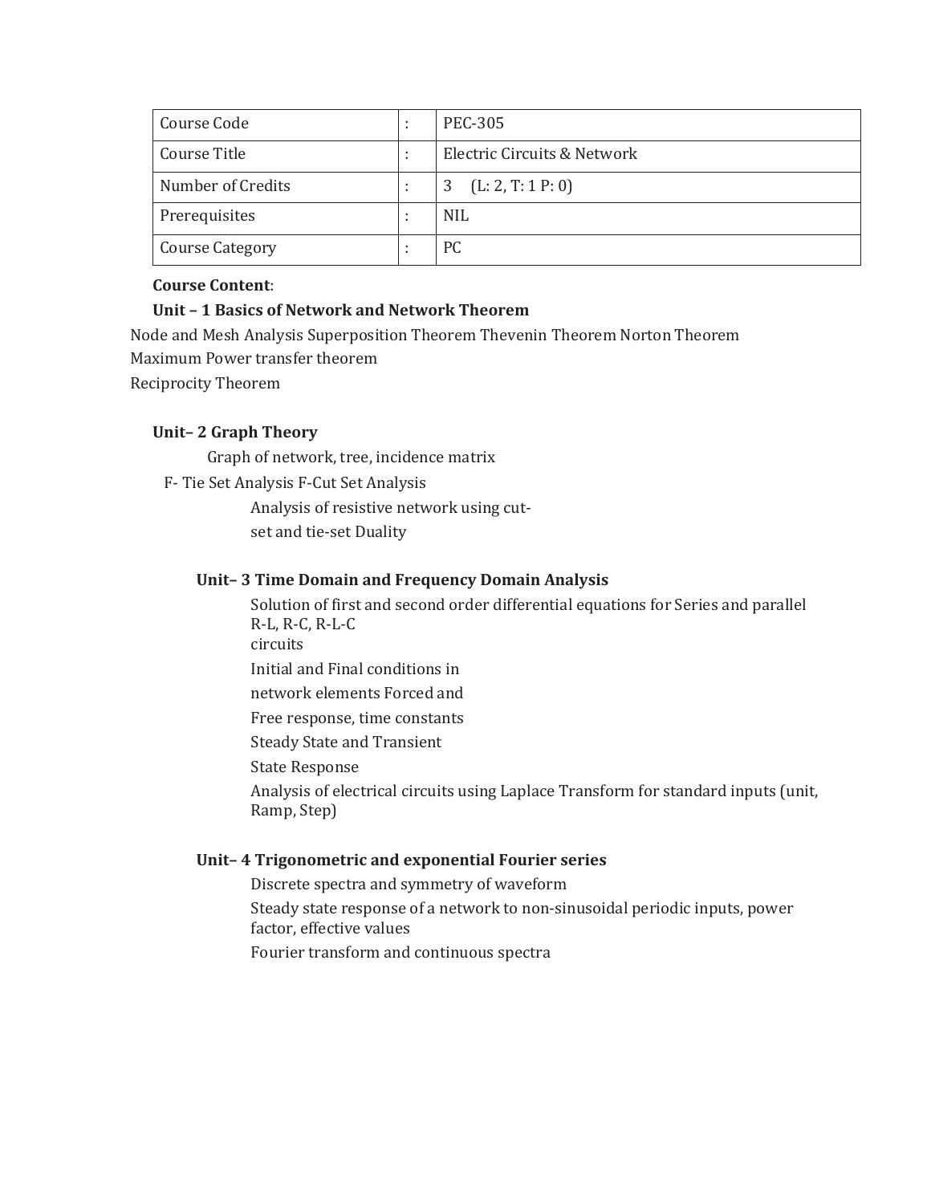| Course Code | : | PEC-305 |
|---|---|---|
| Course Title | : | Electric Circuits & Network |
| Number of Credits | : | 3 (L: 2, T: 1 P: 0) |
| Prerequisites | : | NIL |
| Course Category | : | PC |

**Course Content**:

**Unit – 1 Basics of Network and Network Theorem**

Node and Mesh Analysis Superposition Theorem Thevenin Theorem Norton Theorem
Maximum Power transfer theorem
Reciprocity Theorem

**Unit– 2 Graph Theory**

Graph of network, tree, incidence matrix
F- Tie Set Analysis F-Cut Set Analysis
Analysis of resistive network using cut-set and tie-set Duality

**Unit– 3 Time Domain and Frequency Domain Analysis**

Solution of first and second order differential equations for Series and parallel R-L, R-C, R-L-C circuits

Initial and Final conditions in network elements Forced and Free response, time constants

Steady State and Transient State Response

Analysis of electrical circuits using Laplace Transform for standard inputs (unit, Ramp, Step)

**Unit– 4 Trigonometric and exponential Fourier series**

Discrete spectra and symmetry of waveform

Steady state response of a network to non-sinusoidal periodic inputs, power factor, effective values

Fourier transform and continuous spectra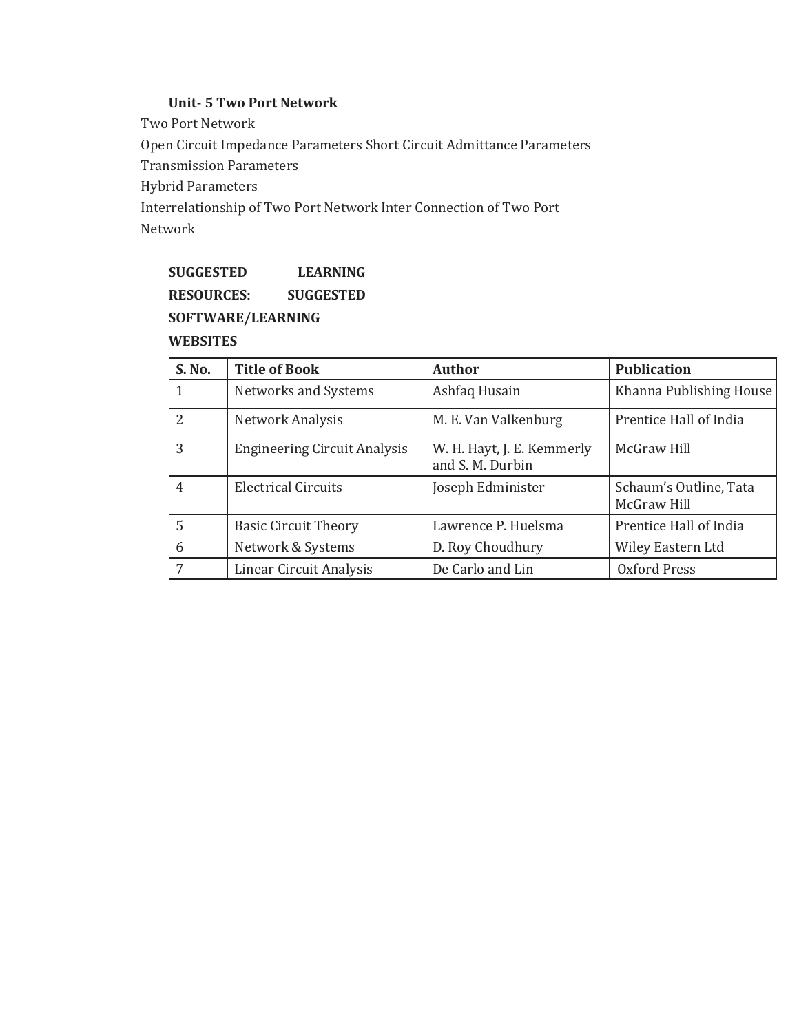**Unit- 5 Two Port Network**

Two Port Network

Open Circuit Impedance Parameters Short Circuit Admittance Parameters

Transmission Parameters

Hybrid Parameters

Interrelationship of Two Port Network Inter Connection of Two Port Network

**SUGGESTED LEARNING RESOURCES: SUGGESTED SOFTWARE/LEARNING WEBSITES**

| S. No. | Title of Book | Author | Publication |
|---|---|---|---|
| 1 | Networks and Systems | Ashfaq Husain | Khanna Publishing House |
| 2 | Network Analysis | M. E. Van Valkenburg | Prentice Hall of India |
| 3 | Engineering Circuit Analysis | W. H. Hayt, J. E. Kemmerly and S. M. Durbin | McGraw Hill |
| 4 | Electrical Circuits | Joseph Edminister | Schaum's Outline, Tata McGraw Hill |
| 5 | Basic Circuit Theory | Lawrence P. Huelsma | Prentice Hall of India |
| 6 | Network & Systems | D. Roy Choudhury | Wiley Eastern Ltd |
| 7 | Linear Circuit Analysis | De Carlo and Lin | Oxford Press |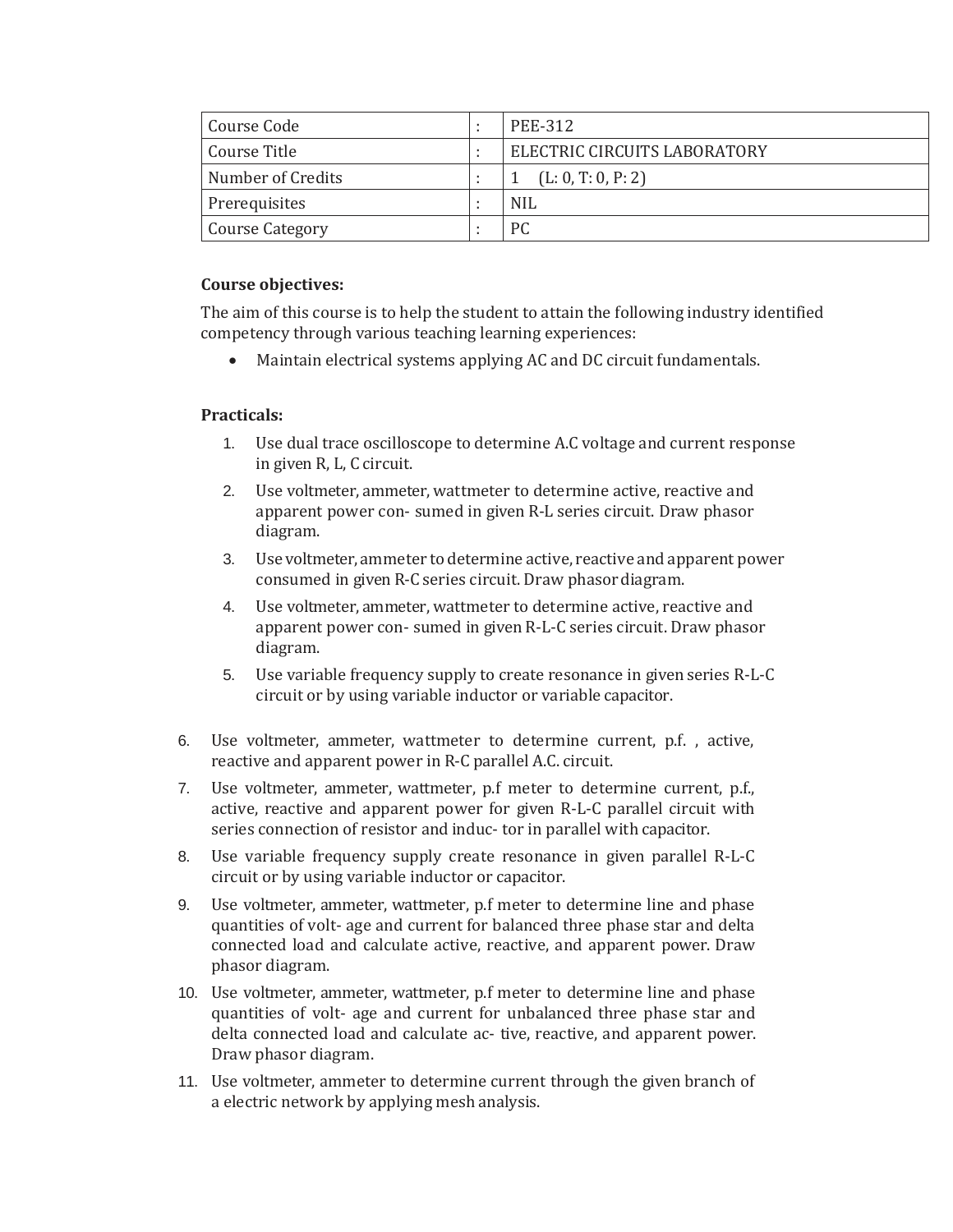| Course Code | : | PEE-312 |
|---|---|---|
| Course Title | : | ELECTRIC CIRCUITS LABORATORY |
| Number of Credits | : | 1 (L: 0, T: 0, P: 2) |
| Prerequisites | : | NIL |
| Course Category | : | PC |

**Course objectives:**

The aim of this course is to help the student to attain the following industry identified competency through various teaching learning experiences:

- Maintain electrical systems applying AC and DC circuit fundamentals.

**Practicals:**

1. Use dual trace oscilloscope to determine A.C voltage and current response in given R, L, C circuit.
2. Use voltmeter, ammeter, wattmeter to determine active, reactive and apparent power con- sumed in given R-L series circuit. Draw phasor diagram.
3. Use voltmeter, ammeter to determine active, reactive and apparent power consumed in given R-C series circuit. Draw phasor diagram.
4. Use voltmeter, ammeter, wattmeter to determine active, reactive and apparent power con- sumed in given R-L-C series circuit. Draw phasor diagram.
5. Use variable frequency supply to create resonance in given series R-L-C circuit or by using variable inductor or variable capacitor.
6. Use voltmeter, ammeter, wattmeter to determine current, p.f. , active, reactive and apparent power in R-C parallel A.C. circuit.
7. Use voltmeter, ammeter, wattmeter, p.f meter to determine current, p.f., active, reactive and apparent power for given R-L-C parallel circuit with series connection of resistor and induc- tor in parallel with capacitor.
8. Use variable frequency supply create resonance in given parallel R-L-C circuit or by using variable inductor or capacitor.
9. Use voltmeter, ammeter, wattmeter, p.f meter to determine line and phase quantities of volt- age and current for balanced three phase star and delta connected load and calculate active, reactive, and apparent power. Draw phasor diagram.
10. Use voltmeter, ammeter, wattmeter, p.f meter to determine line and phase quantities of volt- age and current for unbalanced three phase star and delta connected load and calculate ac- tive, reactive, and apparent power. Draw phasor diagram.
11. Use voltmeter, ammeter to determine current through the given branch of a electric network by applying mesh analysis.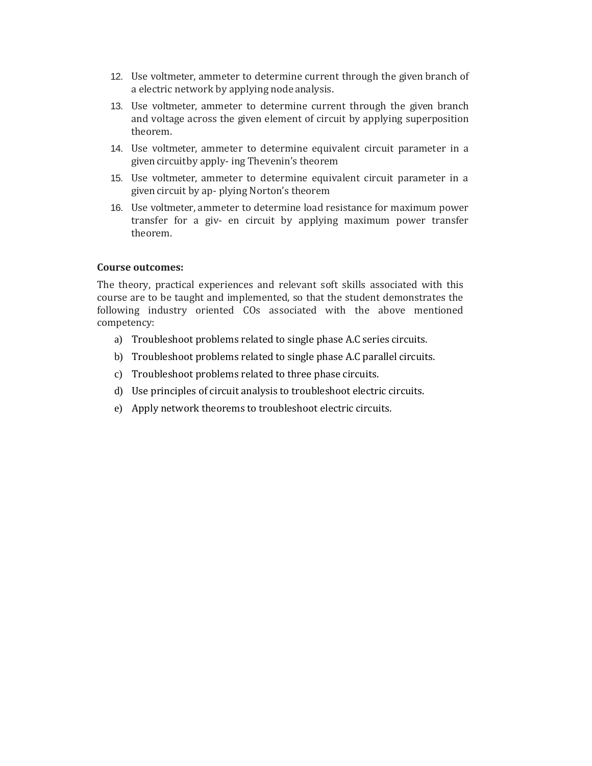12. Use voltmeter, ammeter to determine current through the given branch of a electric network by applying node analysis.
13. Use voltmeter, ammeter to determine current through the given branch and voltage across the given element of circuit by applying superposition theorem.
14. Use voltmeter, ammeter to determine equivalent circuit parameter in a given circuitby apply- ing Thevenin's theorem
15. Use voltmeter, ammeter to determine equivalent circuit parameter in a given circuit by ap- plying Norton's theorem
16. Use voltmeter, ammeter to determine load resistance for maximum power transfer for a giv- en circuit by applying maximum power transfer theorem.

**Course outcomes:**

The theory, practical experiences and relevant soft skills associated with this course are to be taught and implemented, so that the student demonstrates the following industry oriented COs associated with the above mentioned competency:

a) Troubleshoot problems related to single phase A.C series circuits.
b) Troubleshoot problems related to single phase A.C parallel circuits.
c) Troubleshoot problems related to three phase circuits.
d) Use principles of circuit analysis to troubleshoot electric circuits.
e) Apply network theorems to troubleshoot electric circuits.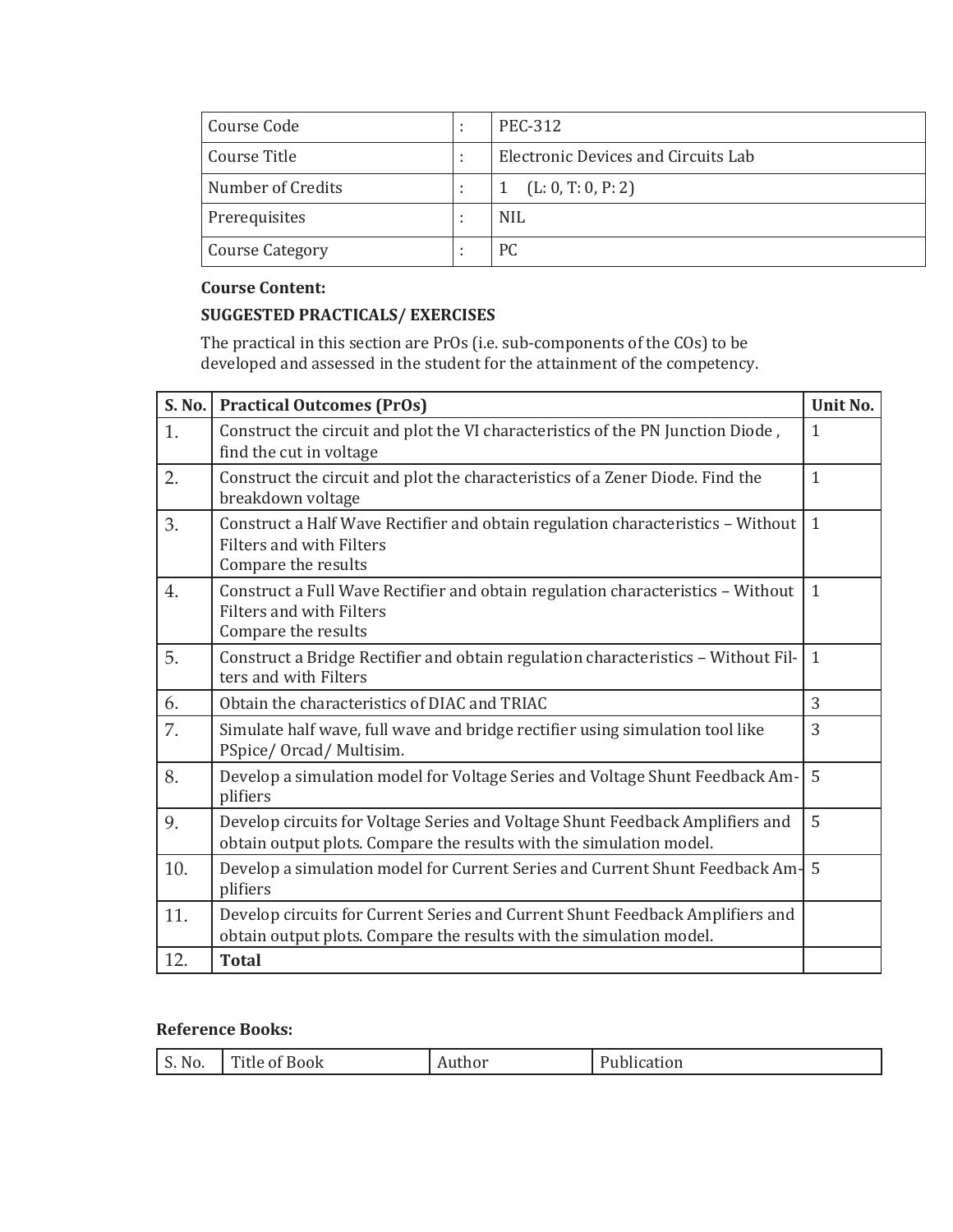| Course Code | : | PEC-312 |
|---|---|---|
| Course Title | : | Electronic Devices and Circuits Lab |
| Number of Credits | : | 1 (L: 0, T: 0, P: 2) |
| Prerequisites | : | NIL |
| Course Category | : | PC |

**Course Content:**

**SUGGESTED PRACTICALS/ EXERCISES**

The practical in this section are PrOs (i.e. sub-components of the COs) to be developed and assessed in the student for the attainment of the competency.

| S. No. | Practical Outcomes (PrOs) | Unit No. |
|---|---|---|
| 1. | Construct the circuit and plot the VI characteristics of the PN Junction Diode , find the cut in voltage | 1 |
| 2. | Construct the circuit and plot the characteristics of a Zener Diode. Find the breakdown voltage | 1 |
| 3. | Construct a Half Wave Rectifier and obtain regulation characteristics – Without Filters and with Filters<br>Compare the results | 1 |
| 4. | Construct a Full Wave Rectifier and obtain regulation characteristics – Without Filters and with Filters<br>Compare the results | 1 |
| 5. | Construct a Bridge Rectifier and obtain regulation characteristics – Without Filters and with Filters | 1 |
| 6. | Obtain the characteristics of DIAC and TRIAC | 3 |
| 7. | Simulate half wave, full wave and bridge rectifier using simulation tool like PSpice/ Orcad/ Multisim. | 3 |
| 8. | Develop a simulation model for Voltage Series and Voltage Shunt Feedback Amplifiers | 5 |
| 9. | Develop circuits for Voltage Series and Voltage Shunt Feedback Amplifiers and obtain output plots. Compare the results with the simulation model. | 5 |
| 10. | Develop a simulation model for Current Series and Current Shunt Feedback Amplifiers | 5 |
| 11. | Develop circuits for Current Series and Current Shunt Feedback Amplifiers and obtain output plots. Compare the results with the simulation model. | |
| 12. | **Total** | |

**Reference Books:**

| S. No. | Title of Book | Author | Publication |
|---|---|---|---|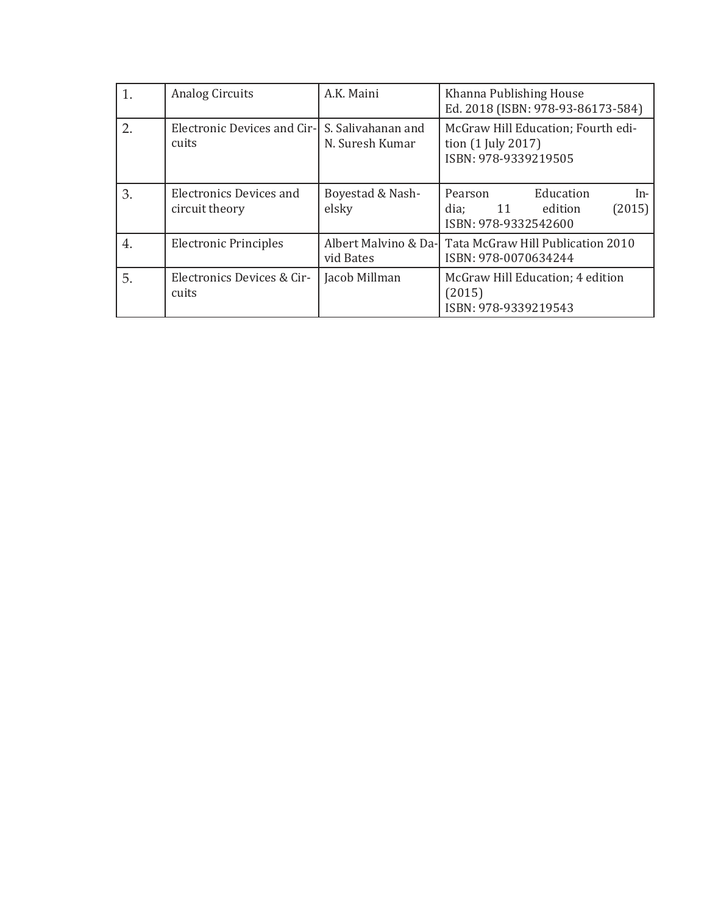| 1. | Analog Circuits | A.K. Maini | Khanna Publishing House Ed. 2018 (ISBN: 978-93-86173-584) |
|---|---|---|---|
| 2. | Electronic Devices and Circuits | S. Salivahanan and N. Suresh Kumar | McGraw Hill Education; Fourth edition (1 July 2017) ISBN: 978-9339219505 |
| 3. | Electronics Devices and circuit theory | Boyestad & Nashelsky | Pearson Education India; 11 edition (2015) ISBN: 978-9332542600 |
| 4. | Electronic Principles | Albert Malvino & David Bates | Tata McGraw Hill Publication 2010 ISBN: 978-0070634244 |
| 5. | Electronics Devices & Circuits | Jacob Millman | McGraw Hill Education; 4 edition (2015) ISBN: 978-9339219543 |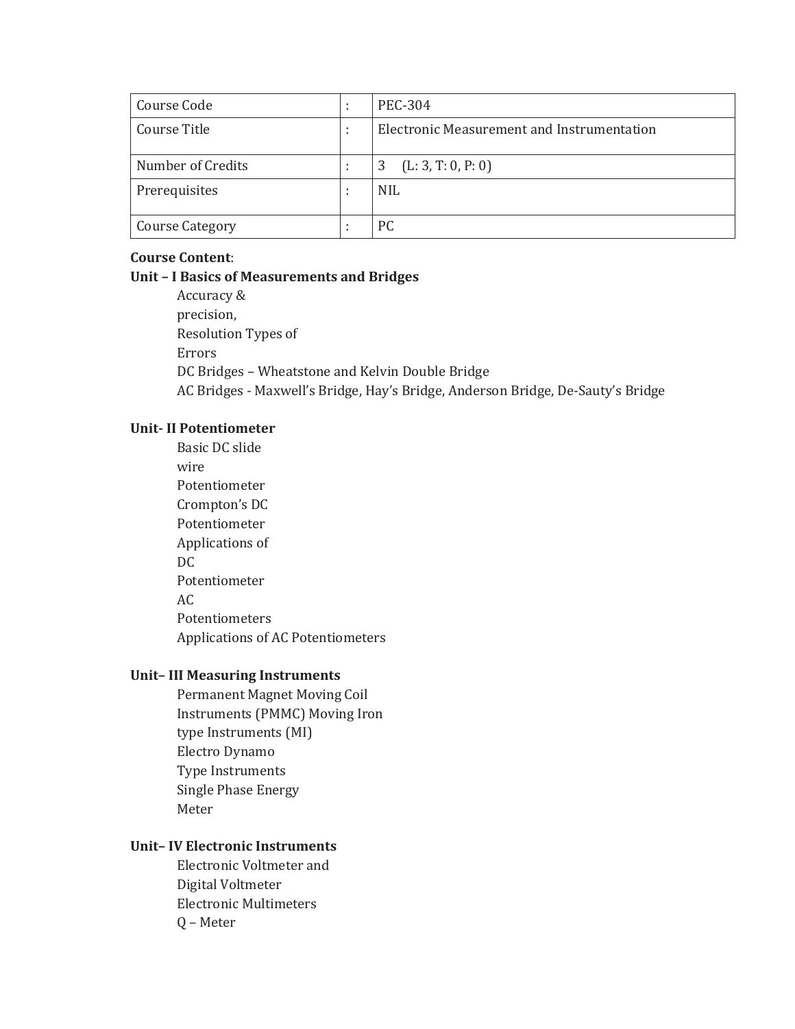| Course Code | : | PEC-304 |
| --- | --- | --- |
| Course Title | : | Electronic Measurement and Instrumentation |
| Number of Credits | : | 3 (L: 3, T: 0, P: 0) |
| Prerequisites | : | NIL |
| Course Category | : | PC |

**Course Content**:

**Unit – I Basics of Measurements and Bridges**

Accuracy &
precision,
Resolution Types of
Errors
DC Bridges – Wheatstone and Kelvin Double Bridge
AC Bridges - Maxwell's Bridge, Hay's Bridge, Anderson Bridge, De-Sauty's Bridge

**Unit- II Potentiometer**

Basic DC slide
wire
Potentiometer
Crompton's DC
Potentiometer
Applications of
DC
Potentiometer
AC
Potentiometers
Applications of AC Potentiometers

**Unit– III Measuring Instruments**

Permanent Magnet Moving Coil
Instruments (PMMC) Moving Iron
type Instruments (MI)
Electro Dynamo
Type Instruments
Single Phase Energy
Meter

**Unit– IV Electronic Instruments**

Electronic Voltmeter and
Digital Voltmeter
Electronic Multimeters
Q – Meter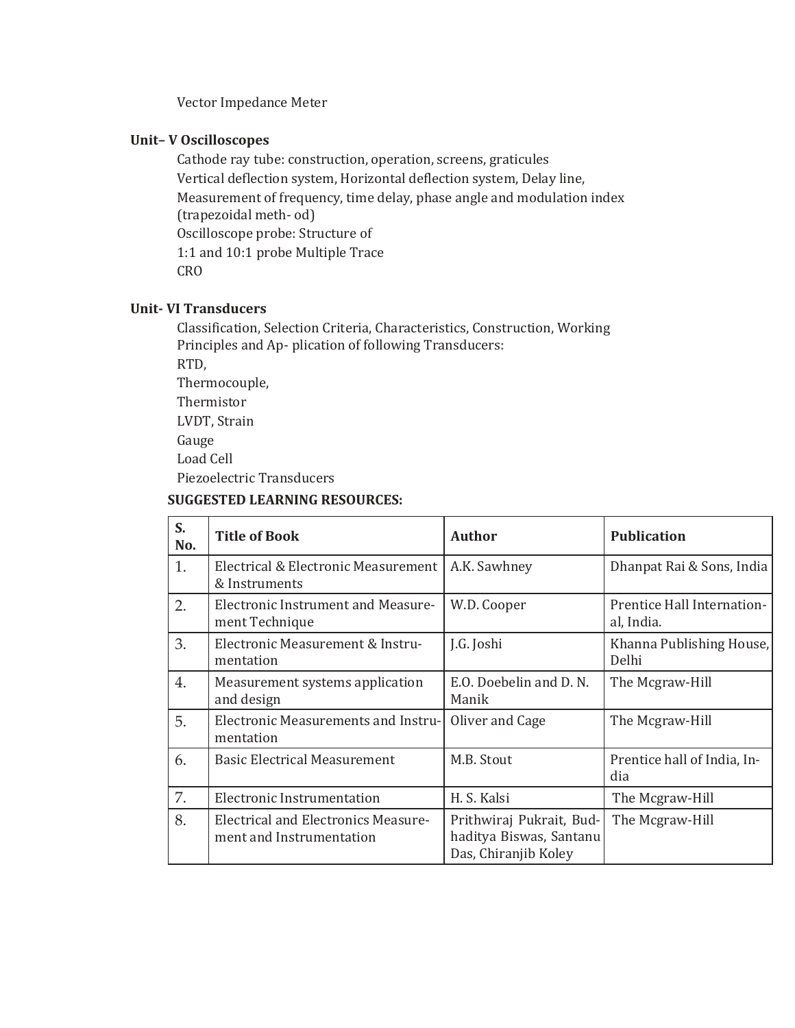Vector Impedance Meter

**Unit– V Oscilloscopes**

Cathode ray tube: construction, operation, screens, graticules
Vertical deflection system, Horizontal deflection system, Delay line,
Measurement of frequency, time delay, phase angle and modulation index (trapezoidal meth- od)
Oscilloscope probe: Structure of
1:1 and 10:1 probe Multiple Trace
CRO

**Unit- VI Transducers**

Classification, Selection Criteria, Characteristics, Construction, Working Principles and Ap- plication of following Transducers:
RTD,
Thermocouple,
Thermistor
LVDT, Strain
Gauge
Load Cell
Piezoelectric Transducers

**SUGGESTED LEARNING RESOURCES:**

| S. No. | Title of Book | Author | Publication |
|---|---|---|---|
| 1. | Electrical & Electronic Measurement & Instruments | A.K. Sawhney | Dhanpat Rai & Sons, India |
| 2. | Electronic Instrument and Measure- ment Technique | W.D. Cooper | Prentice Hall Internation- al, India. |
| 3. | Electronic Measurement & Instru- mentation | J.G. Joshi | Khanna Publishing House, Delhi |
| 4. | Measurement systems application and design | E.O. Doebelin and D. N. Manik | The Mcgraw-Hill |
| 5. | Electronic Measurements and Instru- mentation | Oliver and Cage | The Mcgraw-Hill |
| 6. | Basic Electrical Measurement | M.B. Stout | Prentice hall of India, In- dia |
| 7. | Electronic Instrumentation | H. S. Kalsi | The Mcgraw-Hill |
| 8. | Electrical and Electronics Measure- ment and Instrumentation | Prithwiraj Pukrait, Bud- haditya Biswas, Santanu Das, Chiranjib Koley | The Mcgraw-Hill |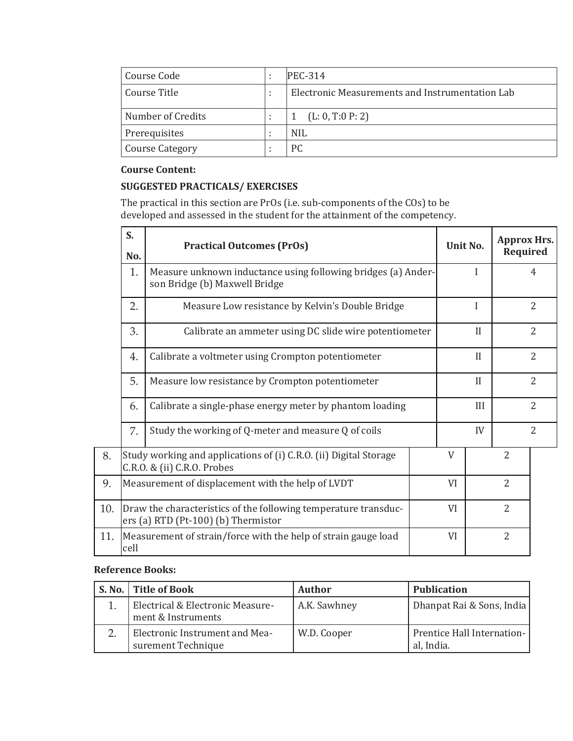| Course Code | : | PEC-314 |
|---|---|---|
| Course Title | : | Electronic Measurements and Instrumentation Lab |
| Number of Credits | : | 1 (L: 0, T:0 P: 2) |
| Prerequisites | : | NIL |
| Course Category | : | PC |

**Course Content:**

**SUGGESTED PRACTICALS/ EXERCISES**

The practical in this section are PrOs (i.e. sub-components of the COs) to be developed and assessed in the student for the attainment of the competency.

| S. No. | Practical Outcomes (PrOs) | Unit No. | Approx Hrs. Required |
|---|---|---|---|
| 1. | Measure unknown inductance using following bridges (a) Anderson Bridge (b) Maxwell Bridge | I | 4 |
| 2. | Measure Low resistance by Kelvin's Double Bridge | I | 2 |
| 3. | Calibrate an ammeter using DC slide wire potentiometer | II | 2 |
| 4. | Calibrate a voltmeter using Crompton potentiometer | II | 2 |
| 5. | Measure low resistance by Crompton potentiometer | II | 2 |
| 6. | Calibrate a single-phase energy meter by phantom loading | III | 2 |
| 7. | Study the working of Q-meter and measure Q of coils | IV | 2 |
| 8. | Study working and applications of (i) C.R.O. (ii) Digital Storage C.R.O. & (ii) C.R.O. Probes | V | 2 |
| 9. | Measurement of displacement with the help of LVDT | VI | 2 |
| 10. | Draw the characteristics of the following temperature transducers (a) RTD (Pt-100) (b) Thermistor | VI | 2 |
| 11. | Measurement of strain/force with the help of strain gauge load cell | VI | 2 |

**Reference Books:**

| S. No. | Title of Book | Author | Publication |
|---|---|---|---|
| 1. | Electrical & Electronic Measurement & Instruments | A.K. Sawhney | Dhanpat Rai & Sons, India |
| 2. | Electronic Instrument and Measurement Technique | W.D. Cooper | Prentice Hall International, India. |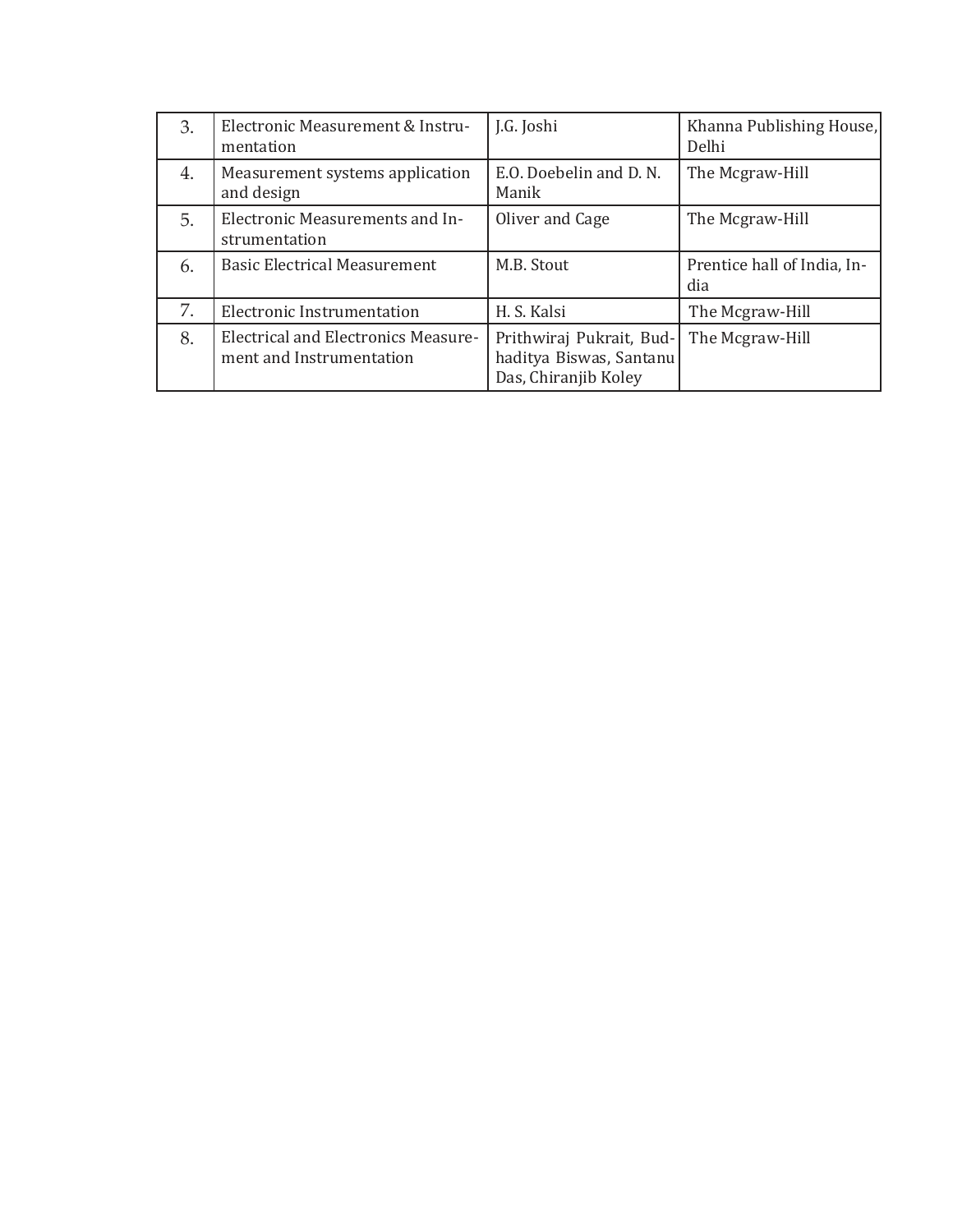| 3. | Electronic Measurement & Instrumentation | J.G. Joshi | Khanna Publishing House, Delhi |
|---|---|---|---|
| 4. | Measurement systems application and design | E.O. Doebelin and D. N. Manik | The Mcgraw-Hill |
| 5. | Electronic Measurements and Instrumentation | Oliver and Cage | The Mcgraw-Hill |
| 6. | Basic Electrical Measurement | M.B. Stout | Prentice hall of India, India |
| 7. | Electronic Instrumentation | H. S. Kalsi | The Mcgraw-Hill |
| 8. | Electrical and Electronics Measurement and Instrumentation | Prithwiraj Pukrait, Budhaditya Biswas, Santanu Das, Chiranjib Koley | The Mcgraw-Hill |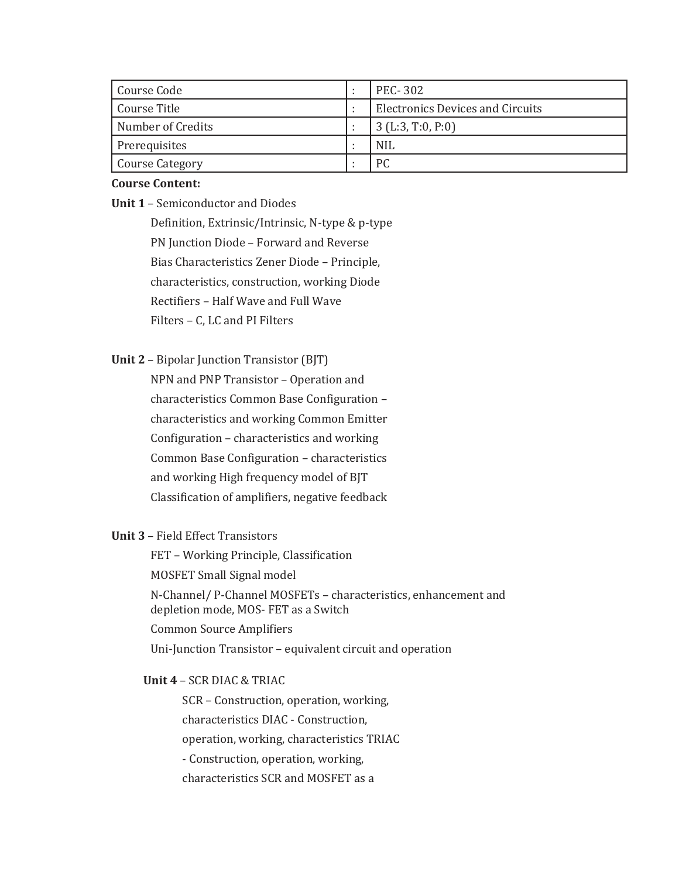| Course Code | : | PEC- 302 |
|---|---|---|
| Course Title | : | Electronics Devices and Circuits |
| Number of Credits | : | 3 (L:3, T:0, P:0) |
| Prerequisites | : | NIL |
| Course Category | : | PC |

**Course Content:**

**Unit 1** – Semiconductor and Diodes

Definition, Extrinsic/Intrinsic, N-type & p-type

PN Junction Diode – Forward and Reverse

Bias Characteristics Zener Diode – Principle,

characteristics, construction, working Diode

Rectifiers – Half Wave and Full Wave

Filters – C, LC and PI Filters

**Unit 2** – Bipolar Junction Transistor (BJT)

NPN and PNP Transistor – Operation and

characteristics Common Base Configuration –

characteristics and working Common Emitter

Configuration – characteristics and working

Common Base Configuration – characteristics

and working High frequency model of BJT

Classification of amplifiers, negative feedback

**Unit 3** – Field Effect Transistors

FET – Working Principle, Classification

MOSFET Small Signal model

N-Channel/ P-Channel MOSFETs – characteristics, enhancement and depletion mode, MOS- FET as a Switch

Common Source Amplifiers

Uni-Junction Transistor – equivalent circuit and operation

**Unit 4** – SCR DIAC & TRIAC

SCR – Construction, operation, working,

characteristics DIAC - Construction,

operation, working, characteristics TRIAC

- Construction, operation, working,

characteristics SCR and MOSFET as a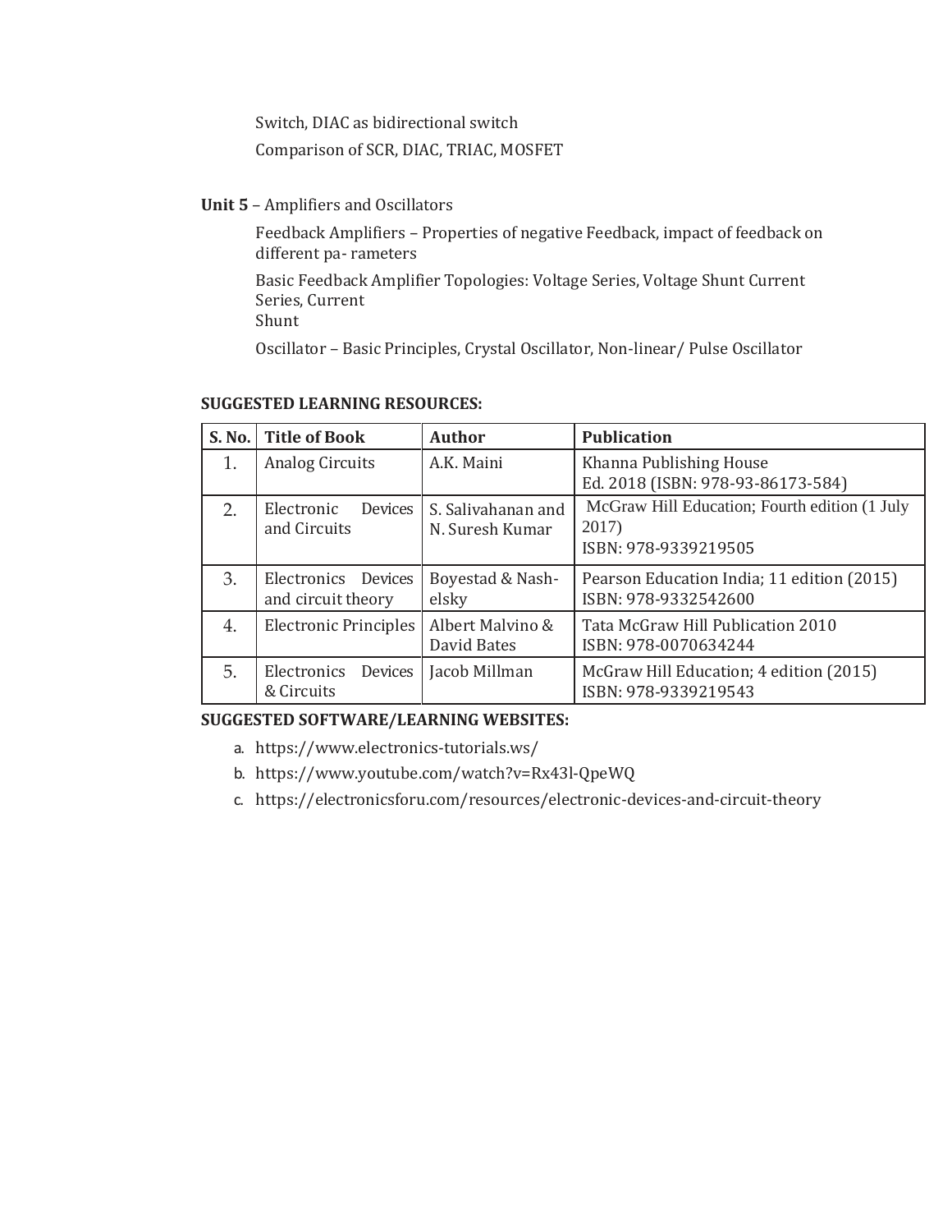Switch, DIAC as bidirectional switch

Comparison of SCR, DIAC, TRIAC, MOSFET

**Unit 5** – Amplifiers and Oscillators

Feedback Amplifiers – Properties of negative Feedback, impact of feedback on different pa- rameters

Basic Feedback Amplifier Topologies: Voltage Series, Voltage Shunt Current Series, Current Shunt

Oscillator – Basic Principles, Crystal Oscillator, Non-linear/ Pulse Oscillator

**SUGGESTED LEARNING RESOURCES:**

| S. No. | Title of Book | Author | Publication |
|---|---|---|---|
| 1. | Analog Circuits | A.K. Maini | Khanna Publishing House Ed. 2018 (ISBN: 978-93-86173-584) |
| 2. | Electronic Devices and Circuits | S. Salivahanan and N. Suresh Kumar | McGraw Hill Education; Fourth edition (1 July 2017) ISBN: 978-9339219505 |
| 3. | Electronics Devices and circuit theory | Boyestad & Nash- elsky | Pearson Education India; 11 edition (2015) ISBN: 978-9332542600 |
| 4. | Electronic Principles | Albert Malvino & David Bates | Tata McGraw Hill Publication 2010 ISBN: 978-0070634244 |
| 5. | Electronics Devices & Circuits | Jacob Millman | McGraw Hill Education; 4 edition (2015) ISBN: 978-9339219543 |

**SUGGESTED SOFTWARE/LEARNING WEBSITES:**

a. https://www.electronics-tutorials.ws/
b. https://www.youtube.com/watch?v=Rx43l-QpeWQ
c. https://electronicsforu.com/resources/electronic-devices-and-circuit-theory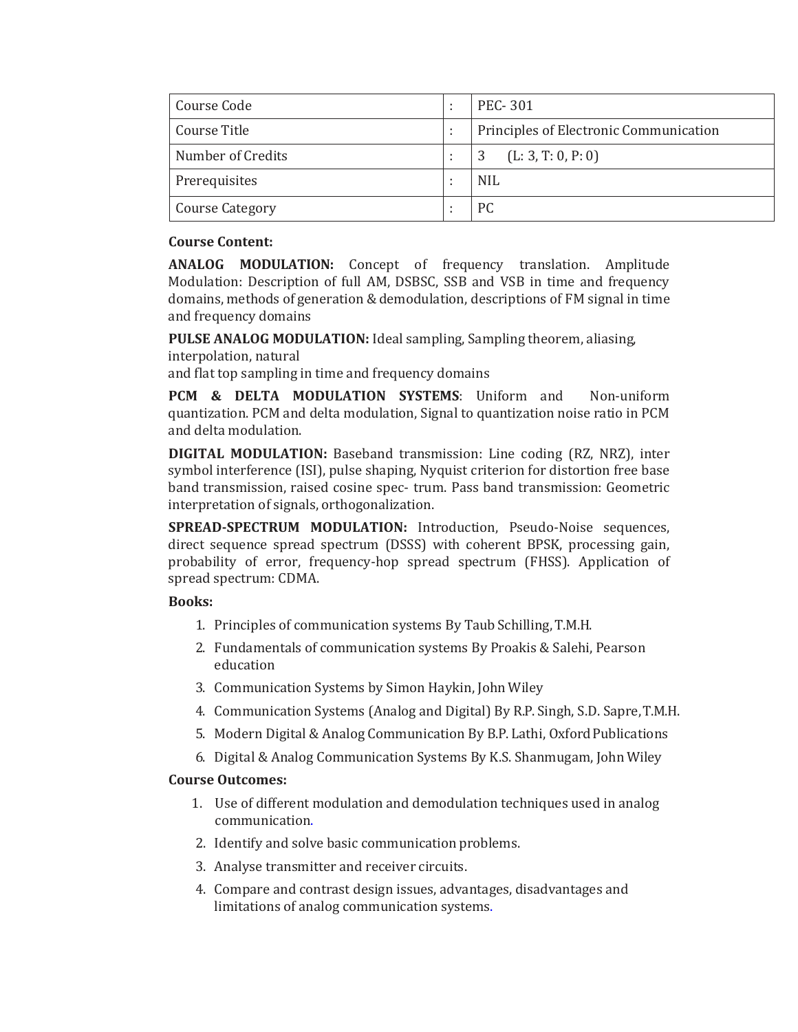| Course Code | : | PEC- 301 |
|---|---|---|
| Course Title | : | Principles of Electronic Communication |
| Number of Credits | : | 3 (L: 3, T: 0, P: 0) |
| Prerequisites | : | NIL |
| Course Category | : | PC |

**Course Content:**

**ANALOG MODULATION:** Concept of frequency translation. Amplitude Modulation: Description of full AM, DSBSC, SSB and VSB in time and frequency domains, methods of generation & demodulation, descriptions of FM signal in time and frequency domains

**PULSE ANALOG MODULATION:** Ideal sampling, Sampling theorem, aliasing, interpolation, natural and flat top sampling in time and frequency domains

**PCM & DELTA MODULATION SYSTEMS**: Uniform and Non-uniform quantization. PCM and delta modulation, Signal to quantization noise ratio in PCM and delta modulation.

**DIGITAL MODULATION:** Baseband transmission: Line coding (RZ, NRZ), inter symbol interference (ISI), pulse shaping, Nyquist criterion for distortion free base band transmission, raised cosine spec- trum. Pass band transmission: Geometric interpretation of signals, orthogonalization.

**SPREAD-SPECTRUM MODULATION:** Introduction, Pseudo-Noise sequences, direct sequence spread spectrum (DSSS) with coherent BPSK, processing gain, probability of error, frequency-hop spread spectrum (FHSS). Application of spread spectrum: CDMA.

**Books:**

1. Principles of communication systems By Taub Schilling, T.M.H.
2. Fundamentals of communication systems By Proakis & Salehi, Pearson education
3. Communication Systems by Simon Haykin, John Wiley
4. Communication Systems (Analog and Digital) By R.P. Singh, S.D. Sapre, T.M.H.
5. Modern Digital & Analog Communication By B.P. Lathi, Oxford Publications
6. Digital & Analog Communication Systems By K.S. Shanmugam, John Wiley

**Course Outcomes:**

1. Use of different modulation and demodulation techniques used in analog communication.
2. Identify and solve basic communication problems.
3. Analyse transmitter and receiver circuits.
4. Compare and contrast design issues, advantages, disadvantages and limitations of analog communication systems.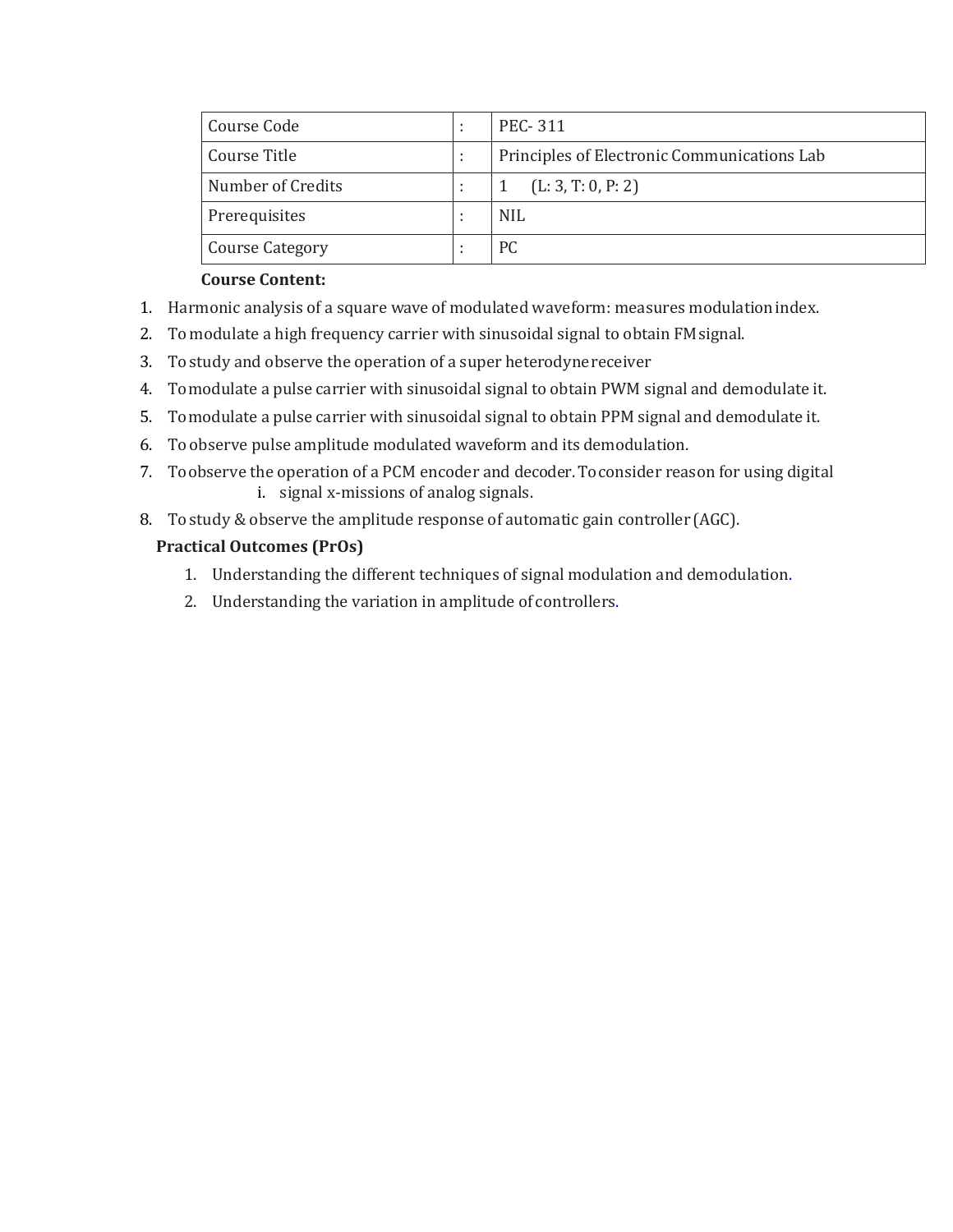| | | |
|---|---|---|
| Course Code | : | PEC- 311 |
| Course Title | : | Principles of Electronic Communications Lab |
| Number of Credits | : | 1 (L: 3, T: 0, P: 2) |
| Prerequisites | : | NIL |
| Course Category | : | PC |

**Course Content:**

1. Harmonic analysis of a square wave of modulated waveform: measures modulation index.
2. To modulate a high frequency carrier with sinusoidal signal to obtain FM signal.
3. To study and observe the operation of a super heterodyne receiver
4. To modulate a pulse carrier with sinusoidal signal to obtain PWM signal and demodulate it.
5. To modulate a pulse carrier with sinusoidal signal to obtain PPM signal and demodulate it.
6. To observe pulse amplitude modulated waveform and its demodulation.
7. To observe the operation of a PCM encoder and decoder. To consider reason for using digital
   i. signal x-missions of analog signals.
8. To study & observe the amplitude response of automatic gain controller (AGC).

**Practical Outcomes (PrOs)**

1. Understanding the different techniques of signal modulation and demodulation.
2. Understanding the variation in amplitude of controllers.